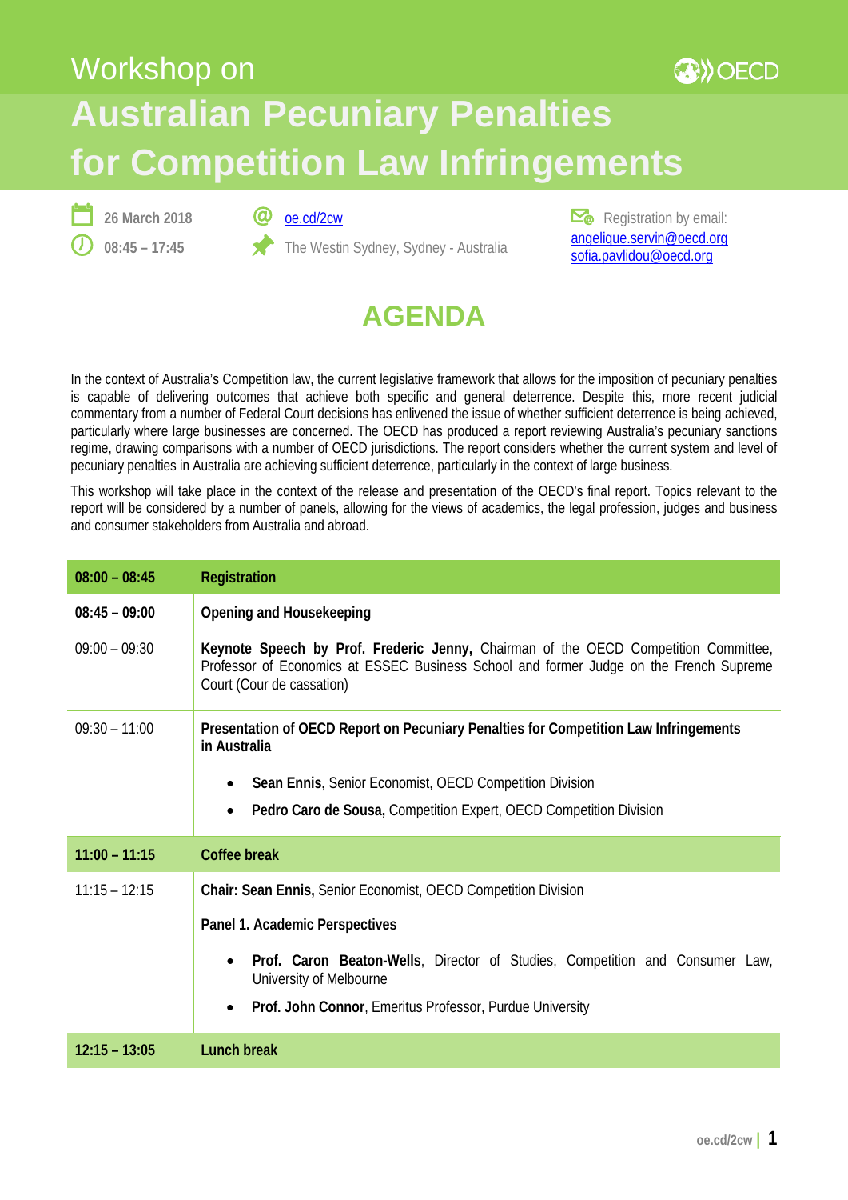# Workshop on Australian Pecuniary Penalties for Competition Law Infringements

26 March 2018

08:45 – 17:45

oe.cd/2cw

The Westin Sydney, Sydney - Australia

Registration by email:
angelique.servin@oecd.org
sofia.pavlidou@oecd.org

## AGENDA

In the context of Australia's Competition law, the current legislative framework that allows for the imposition of pecuniary penalties is capable of delivering outcomes that achieve both specific and general deterrence. Despite this, more recent judicial commentary from a number of Federal Court decisions has enlivened the issue of whether sufficient deterrence is being achieved, particularly where large businesses are concerned. The OECD has produced a report reviewing Australia's pecuniary sanctions regime, drawing comparisons with a number of OECD jurisdictions. The report considers whether the current system and level of pecuniary penalties in Australia are achieving sufficient deterrence, particularly in the context of large business.

This workshop will take place in the context of the release and presentation of the OECD's final report. Topics relevant to the report will be considered by a number of panels, allowing for the views of academics, the legal profession, judges and business and consumer stakeholders from Australia and abroad.

| Time | Session |
|---|---|
| **08:00 – 08:45** | **Registration** |
| **08:45 – 09:00** | **Opening and Housekeeping** |
| 09:00 – 09:30 | **Keynote Speech by Prof. Frederic Jenny,** Chairman of the OECD Competition Committee, Professor of Economics at ESSEC Business School and former Judge on the French Supreme Court (Cour de cassation) |
| 09:30 – 11:00 | **Presentation of OECD Report on Pecuniary Penalties for Competition Law Infringements in Australia**<br>• **Sean Ennis,** Senior Economist, OECD Competition Division<br>• **Pedro Caro de Sousa,** Competition Expert, OECD Competition Division |
| **11:00 – 11:15** | **Coffee break** |
| 11:15 – 12:15 | **Chair: Sean Ennis,** Senior Economist, OECD Competition Division<br>**Panel 1. Academic Perspectives**<br>• **Prof. Caron Beaton-Wells**, Director of Studies, Competition and Consumer Law, University of Melbourne<br>• **Prof. John Connor**, Emeritus Professor, Purdue University |
| **12:15 – 13:05** | **Lunch break** |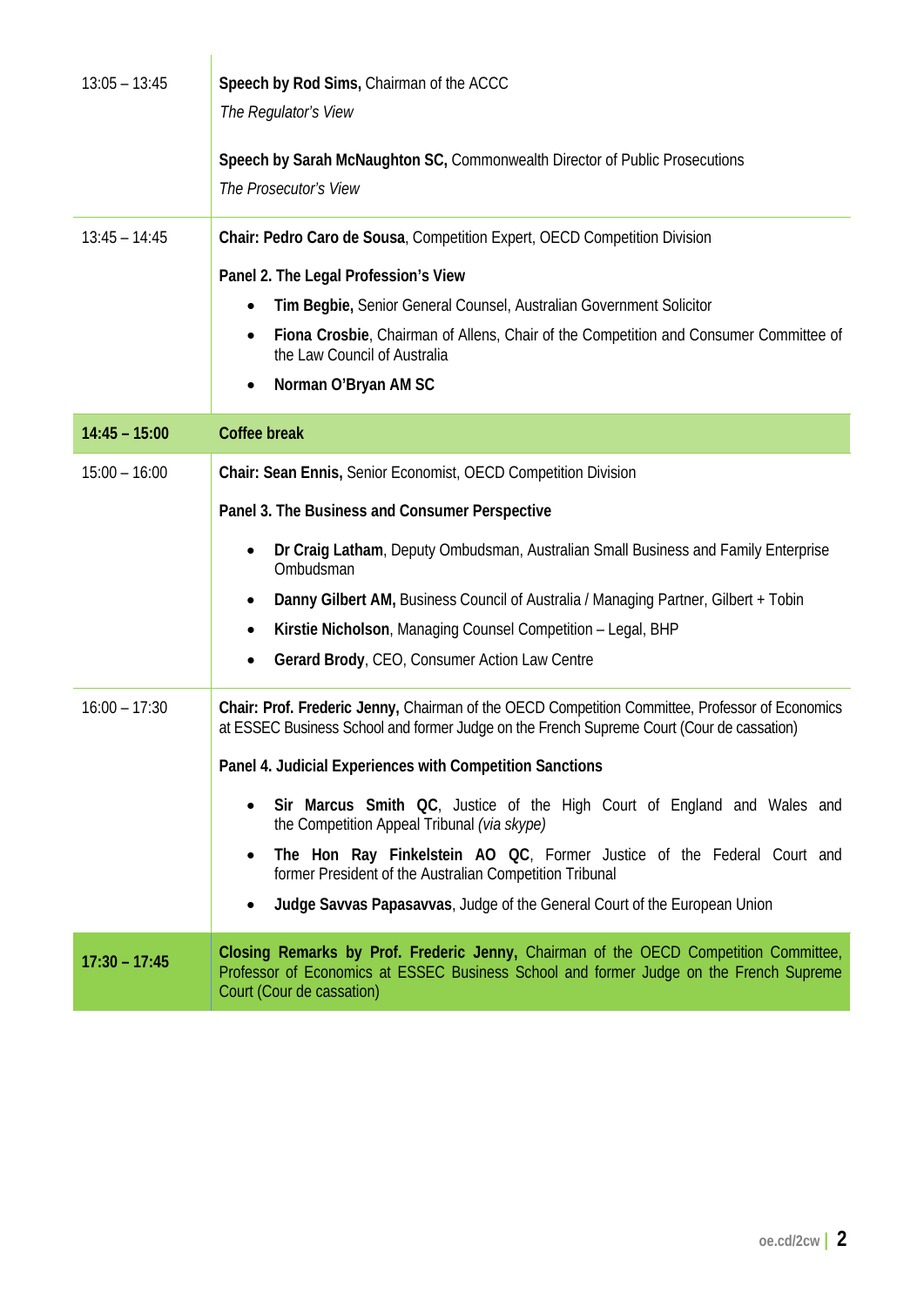| | |
|---|---|
| 13:05 – 13:45 | **Speech by Rod Sims,** Chairman of the ACCC<br>*The Regulator's View*<br><br>**Speech by Sarah McNaughton SC,** Commonwealth Director of Public Prosecutions<br>*The Prosecutor's View* |
| 13:45 – 14:45 | **Chair: Pedro Caro de Sousa**, Competition Expert, OECD Competition Division<br><br>**Panel 2. The Legal Profession's View**<br>• **Tim Begbie,** Senior General Counsel, Australian Government Solicitor<br>• **Fiona Crosbie**, Chairman of Allens, Chair of the Competition and Consumer Committee of the Law Council of Australia<br>• **Norman O'Bryan AM SC** |
| **14:45 – 15:00** | **Coffee break** |
| 15:00 – 16:00 | **Chair: Sean Ennis,** Senior Economist, OECD Competition Division<br><br>**Panel 3. The Business and Consumer Perspective**<br>• **Dr Craig Latham**, Deputy Ombudsman, Australian Small Business and Family Enterprise Ombudsman<br>• **Danny Gilbert AM,** Business Council of Australia / Managing Partner, Gilbert + Tobin<br>• **Kirstie Nicholson**, Managing Counsel Competition – Legal, BHP<br>• **Gerard Brody**, CEO, Consumer Action Law Centre |
| 16:00 – 17:30 | **Chair: Prof. Frederic Jenny,** Chairman of the OECD Competition Committee, Professor of Economics at ESSEC Business School and former Judge on the French Supreme Court (Cour de cassation)<br><br>**Panel 4. Judicial Experiences with Competition Sanctions**<br>• **Sir Marcus Smith QC**, Justice of the High Court of England and Wales and the Competition Appeal Tribunal *(via skype)*<br>• **The Hon Ray Finkelstein AO QC**, Former Justice of the Federal Court and former President of the Australian Competition Tribunal<br>• **Judge Savvas Papasavvas**, Judge of the General Court of the European Union |
| **17:30 – 17:45** | **Closing Remarks by Prof. Frederic Jenny,** Chairman of the OECD Competition Committee, Professor of Economics at ESSEC Business School and former Judge on the French Supreme Court (Cour de cassation) |

oe.cd/2cw